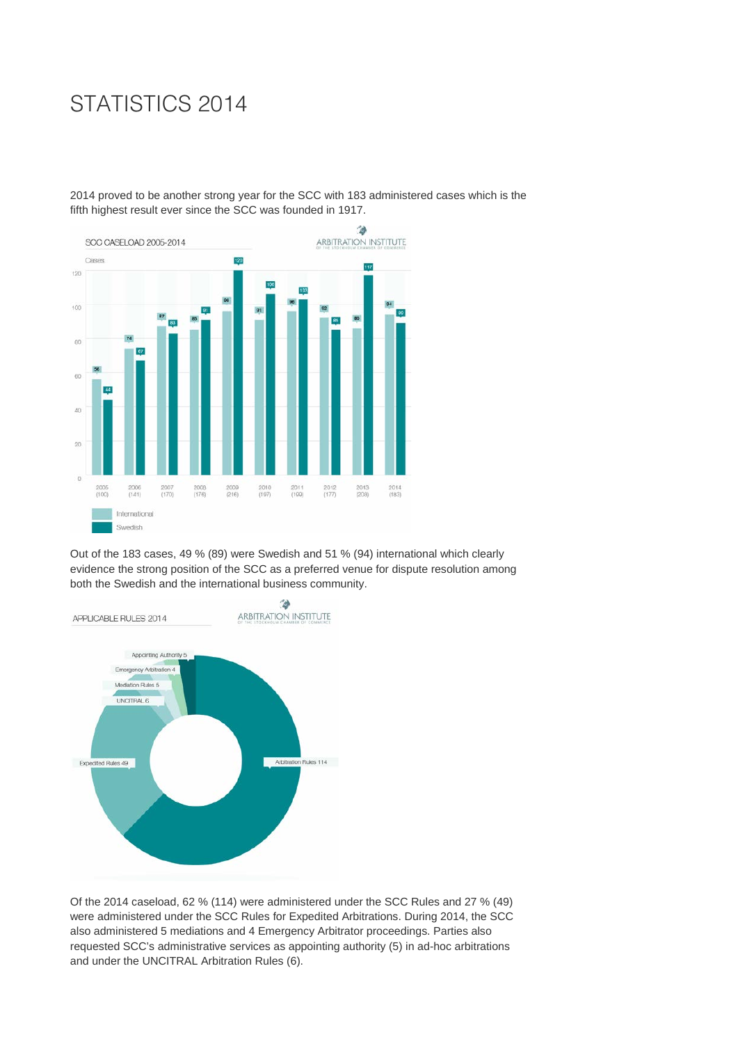# STATISTICS 2014

2014 proved to be another strong year for the SCC with 183 administered cases which is the fifth highest result ever since the SCC was founded in 1917.

SCC CASELOAD 2005-2014

| Year (total) | International | Swedish |
|---|---|---|
| 2005 (100) | 56 | 44 |
| 2006 (141) | 74 | 67 |
| 2007 (170) | 87 | 83 |
| 2008 (176) | 85 | 91 |
| 2009 (216) | 96 | 120 |
| 2010 (197) | 91 | 106 |
| 2011 (199) | 96 | 103 |
| 2012 (177) | 92 | 85 |
| 2013 (203) | 86 | 117 |
| 2014 (183) | 94 | 89 |

Out of the 183 cases, 49 % (89) were Swedish and 51 % (94) international which clearly evidence the strong position of the SCC as a preferred venue for dispute resolution among both the Swedish and the international business community.

APPLICABLE RULES 2014

| Rules | Cases |
|---|---|
| Arbitration Rules | 114 |
| Expedited Rules | 49 |
| UNCITRAL | 6 |
| Mediation Rules | 5 |
| Emergency Arbitration | 4 |
| Appointing Authority | 5 |

Of the 2014 caseload, 62 % (114) were administered under the SCC Rules and 27 % (49) were administered under the SCC Rules for Expedited Arbitrations. During 2014, the SCC also administered 5 mediations and 4 Emergency Arbitrator proceedings. Parties also requested SCC's administrative services as appointing authority (5) in ad-hoc arbitrations and under the UNCITRAL Arbitration Rules (6).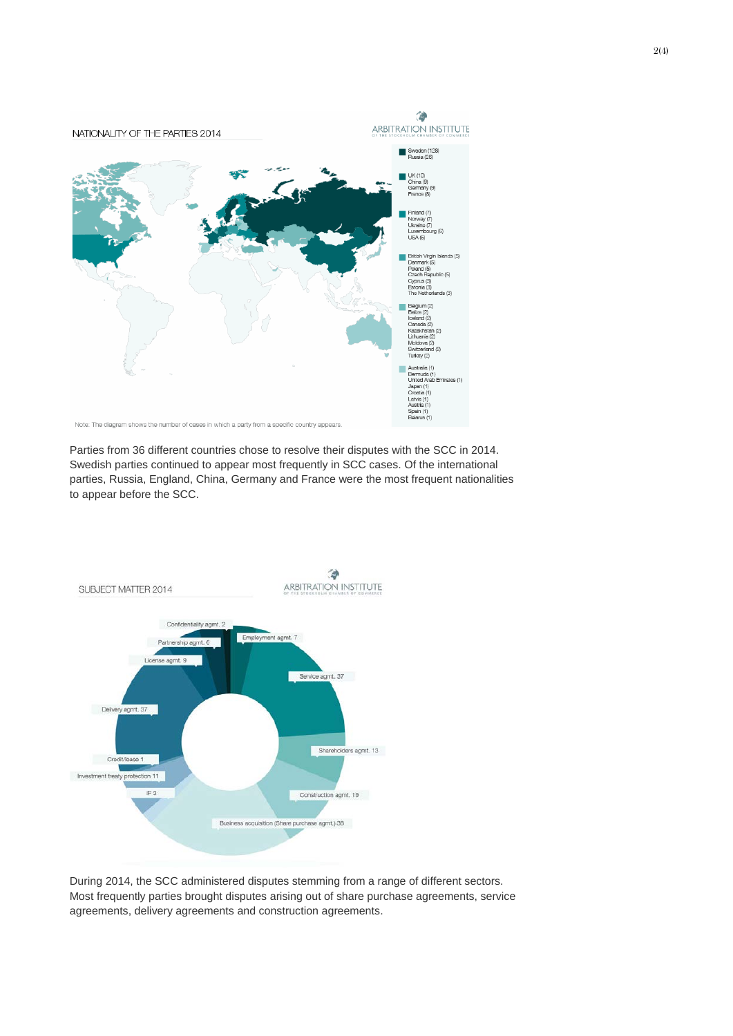NATIONALITY OF THE PARTIES 2014

ARBITRATION INSTITUTE OF THE STOCKHOLM CHAMBER OF COMMERCE

- Sweden (128)
- Russia (26)
- UK (10)
- China (9)
- Germany (9)
- France (8)
- Finland (7)
- Norway (7)
- Ukraine (7)
- Luxembourg (6)
- USA (6)
- British Virgin Islands (5)
- Denmark (5)
- Poland (5)
- Czech Republic (5)
- Cyprus (3)
- Estonia (3)
- The Netherlands (3)
- Belgium (2)
- Belize (2)
- Iceland (2)
- Canada (2)
- Kazakhstan (2)
- Lithuania (2)
- Moldova (2)
- Switzerland (2)
- Turkey (2)
- Australia (1)
- Bermuda (1)
- United Arab Emirates (1)
- Japan (1)
- Croatia (1)
- Latvia (1)
- Austria (1)
- Spain (1)
- Belarus (1)

Note: The diagram shows the number of cases in which a party from a specific country appears.

Parties from 36 different countries chose to resolve their disputes with the SCC in 2014. Swedish parties continued to appear most frequently in SCC cases. Of the international parties, Russia, England, China, Germany and France were the most frequent nationalities to appear before the SCC.

SUBJECT MATTER 2014

ARBITRATION INSTITUTE OF THE STOCKHOLM CHAMBER OF COMMERCE

- Confidentiality agmt. 2
- Employment agmt. 7
- Partnership agmt. 6
- License agmt. 9
- Service agmt. 37
- Delivery agmt. 37
- Shareholders agmt. 13
- Credit/lease 1
- Investment treaty protection 11
- IP 3
- Construction agmt. 19
- Business acquisition (Share purchase agmt.) 38

During 2014, the SCC administered disputes stemming from a range of different sectors. Most frequently parties brought disputes arising out of share purchase agreements, service agreements, delivery agreements and construction agreements.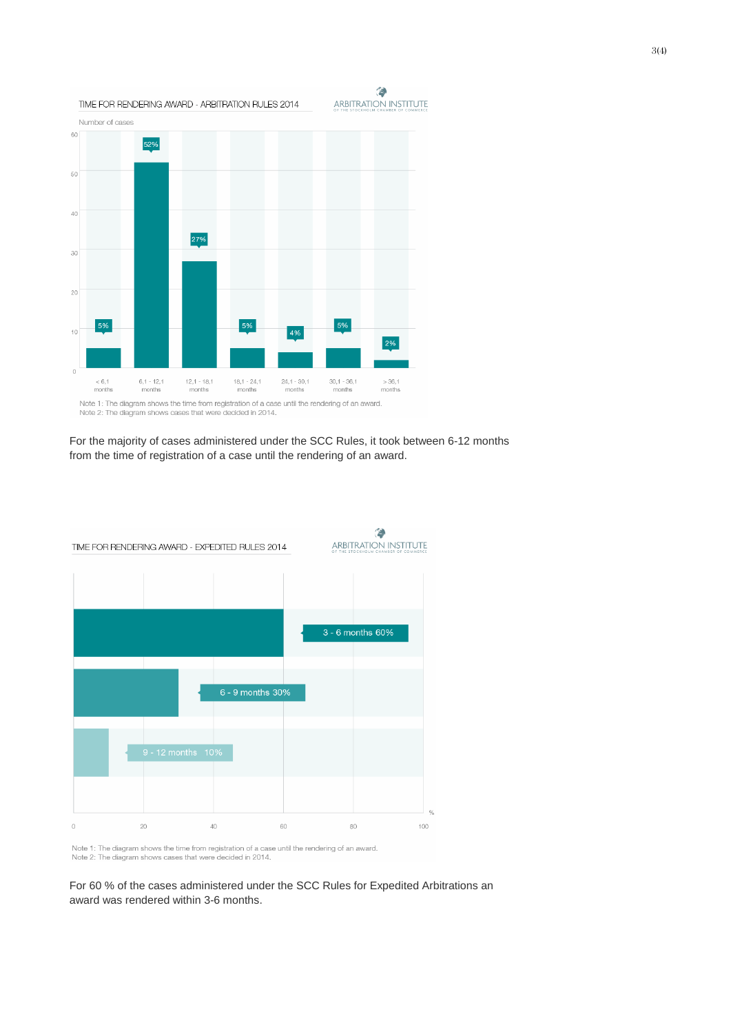TIME FOR RENDERING AWARD - ARBITRATION RULES 2014

ARBITRATION INSTITUTE OF THE STOCKHOLM CHAMBER OF COMMERCE

Number of cases

| Time | Share |
|---|---|
| < 6,1 months | 5% |
| 6,1 - 12,1 months | 52% |
| 12,1 - 18,1 months | 27% |
| 18,1 - 24,1 months | 5% |
| 24,1 - 30,1 months | 4% |
| 30,1 - 36,1 months | 5% |
| > 36,1 months | 2% |

Note 1: The diagram shows the time from registration of a case until the rendering of an award.
Note 2: The diagram shows cases that were decided in 2014.

For the majority of cases administered under the SCC Rules, it took between 6-12 months from the time of registration of a case until the rendering of an award.

TIME FOR RENDERING AWARD - EXPEDITED RULES 2014

ARBITRATION INSTITUTE OF THE STOCKHOLM CHAMBER OF COMMERCE

| Time | % |
|---|---|
| 3 - 6 months | 60% |
| 6 - 9 months | 30% |
| 9 - 12 months | 10% |

Note 1: The diagram shows the time from registration of a case until the rendering of an award.
Note 2: The diagram shows cases that were decided in 2014.

For 60 % of the cases administered under the SCC Rules for Expedited Arbitrations an award was rendered within 3-6 months.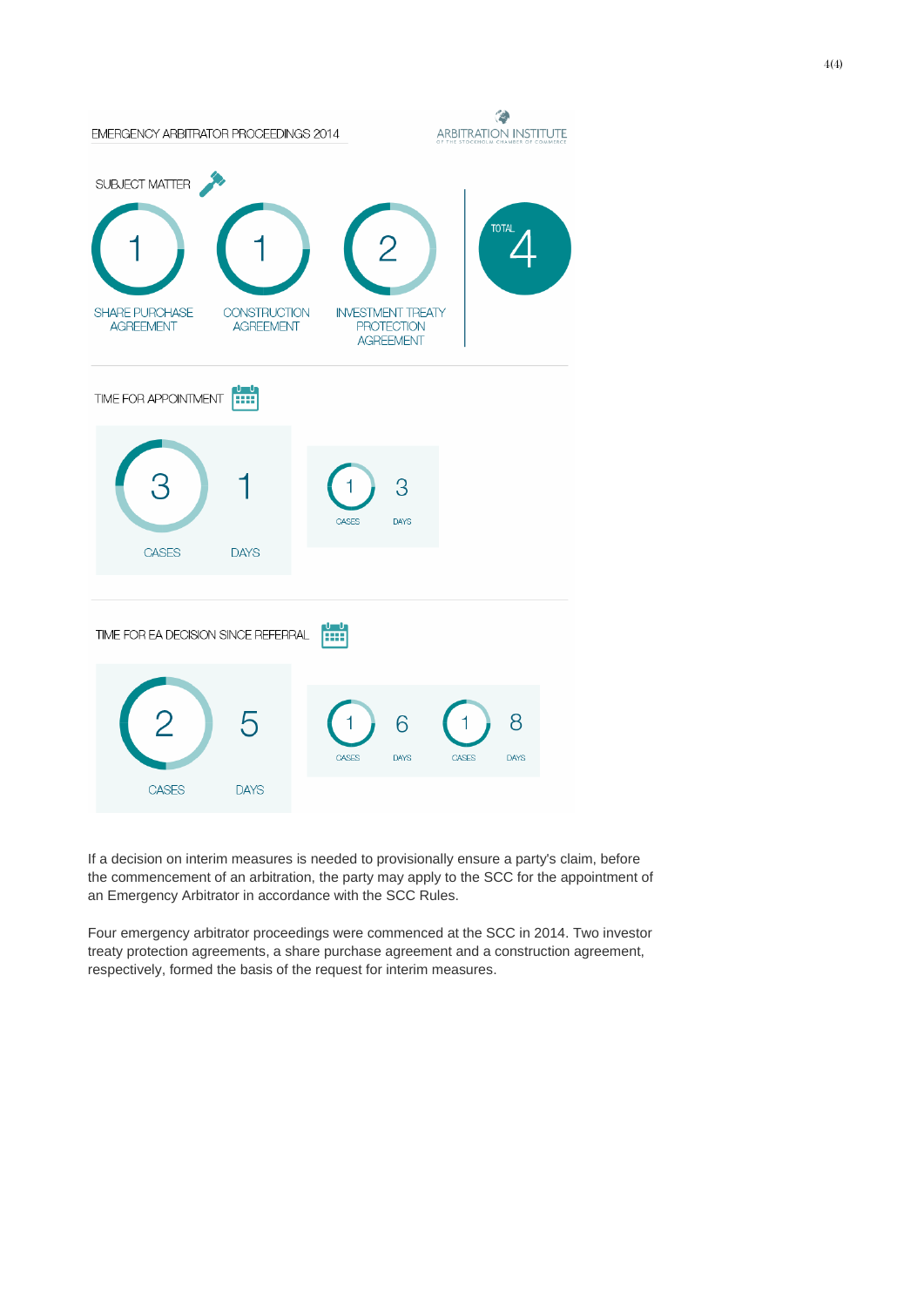EMERGENCY ARBITRATOR PROCEEDINGS 2014

ARBITRATION INSTITUTE
OF THE STOCKHOLM CHAMBER OF COMMERCE

SUBJECT MATTER

1
SHARE PURCHASE AGREEMENT

1
CONSTRUCTION AGREEMENT

2
INVESTMENT TREATY PROTECTION AGREEMENT

TOTAL
4

TIME FOR APPOINTMENT

3 CASES 1 DAYS

1 CASES 3 DAYS

TIME FOR EA DECISION SINCE REFERRAL

2 CASES 5 DAYS

1 CASES 6 DAYS

1 CASES 8 DAYS

If a decision on interim measures is needed to provisionally ensure a party's claim, before the commencement of an arbitration, the party may apply to the SCC for the appointment of an Emergency Arbitrator in accordance with the SCC Rules.

Four emergency arbitrator proceedings were commenced at the SCC in 2014. Two investor treaty protection agreements, a share purchase agreement and a construction agreement, respectively, formed the basis of the request for interim measures.